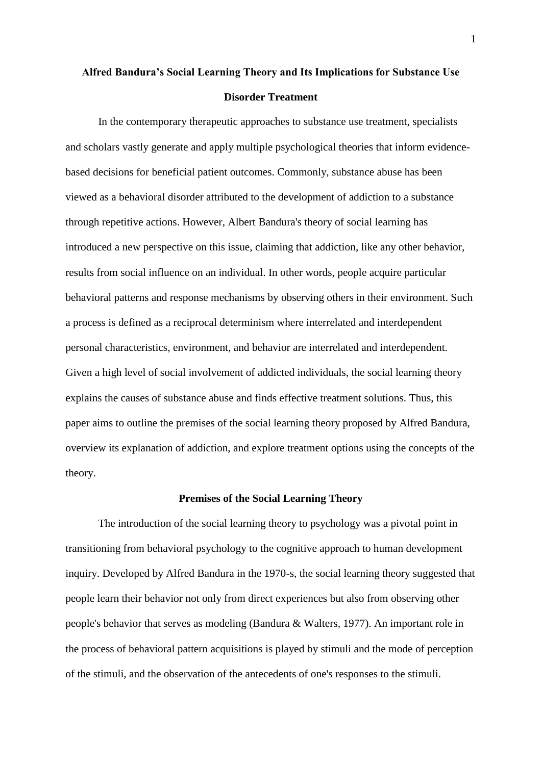# Alfred Bandura's Social Learning Theory and Its Implications for Substance Use Disorder Treatment

In the contemporary therapeutic approaches to substance use treatment, specialists and scholars vastly generate and apply multiple psychological theories that inform evidence-based decisions for beneficial patient outcomes. Commonly, substance abuse has been viewed as a behavioral disorder attributed to the development of addiction to a substance through repetitive actions. However, Albert Bandura's theory of social learning has introduced a new perspective on this issue, claiming that addiction, like any other behavior, results from social influence on an individual. In other words, people acquire particular behavioral patterns and response mechanisms by observing others in their environment. Such a process is defined as a reciprocal determinism where interrelated and interdependent personal characteristics, environment, and behavior are interrelated and interdependent. Given a high level of social involvement of addicted individuals, the social learning theory explains the causes of substance abuse and finds effective treatment solutions. Thus, this paper aims to outline the premises of the social learning theory proposed by Alfred Bandura, overview its explanation of addiction, and explore treatment options using the concepts of the theory.

## Premises of the Social Learning Theory

The introduction of the social learning theory to psychology was a pivotal point in transitioning from behavioral psychology to the cognitive approach to human development inquiry. Developed by Alfred Bandura in the 1970-s, the social learning theory suggested that people learn their behavior not only from direct experiences but also from observing other people's behavior that serves as modeling (Bandura & Walters, 1977). An important role in the process of behavioral pattern acquisitions is played by stimuli and the mode of perception of the stimuli, and the observation of the antecedents of one's responses to the stimuli.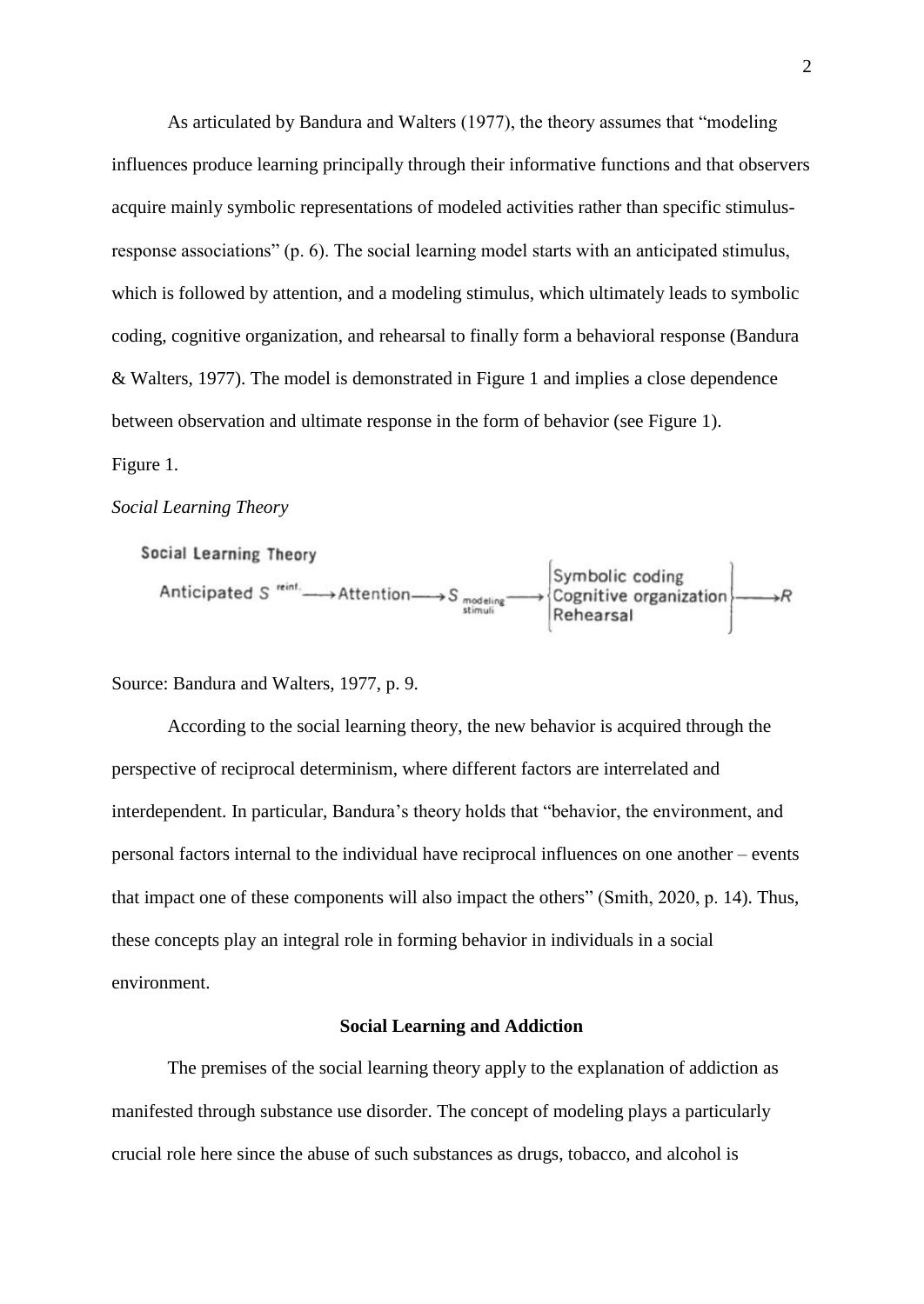As articulated by Bandura and Walters (1977), the theory assumes that "modeling influences produce learning principally through their informative functions and that observers acquire mainly symbolic representations of modeled activities rather than specific stimulus-response associations" (p. 6). The social learning model starts with an anticipated stimulus, which is followed by attention, and a modeling stimulus, which ultimately leads to symbolic coding, cognitive organization, and rehearsal to finally form a behavioral response (Bandura & Walters, 1977). The model is demonstrated in Figure 1 and implies a close dependence between observation and ultimate response in the form of behavior (see Figure 1).

Figure 1.

*Social Learning Theory*

**Social Learning Theory**

Anticipated $S^{\text{reinf.}}$ → Attention → $S_{\text{modeling stimuli}}$ → {Symbolic coding, Cognitive organization, Rehearsal} → $R$

Source: Bandura and Walters, 1977, p. 9.

According to the social learning theory, the new behavior is acquired through the perspective of reciprocal determinism, where different factors are interrelated and interdependent. In particular, Bandura's theory holds that "behavior, the environment, and personal factors internal to the individual have reciprocal influences on one another – events that impact one of these components will also impact the others" (Smith, 2020, p. 14). Thus, these concepts play an integral role in forming behavior in individuals in a social environment.

## Social Learning and Addiction

The premises of the social learning theory apply to the explanation of addiction as manifested through substance use disorder. The concept of modeling plays a particularly crucial role here since the abuse of such substances as drugs, tobacco, and alcohol is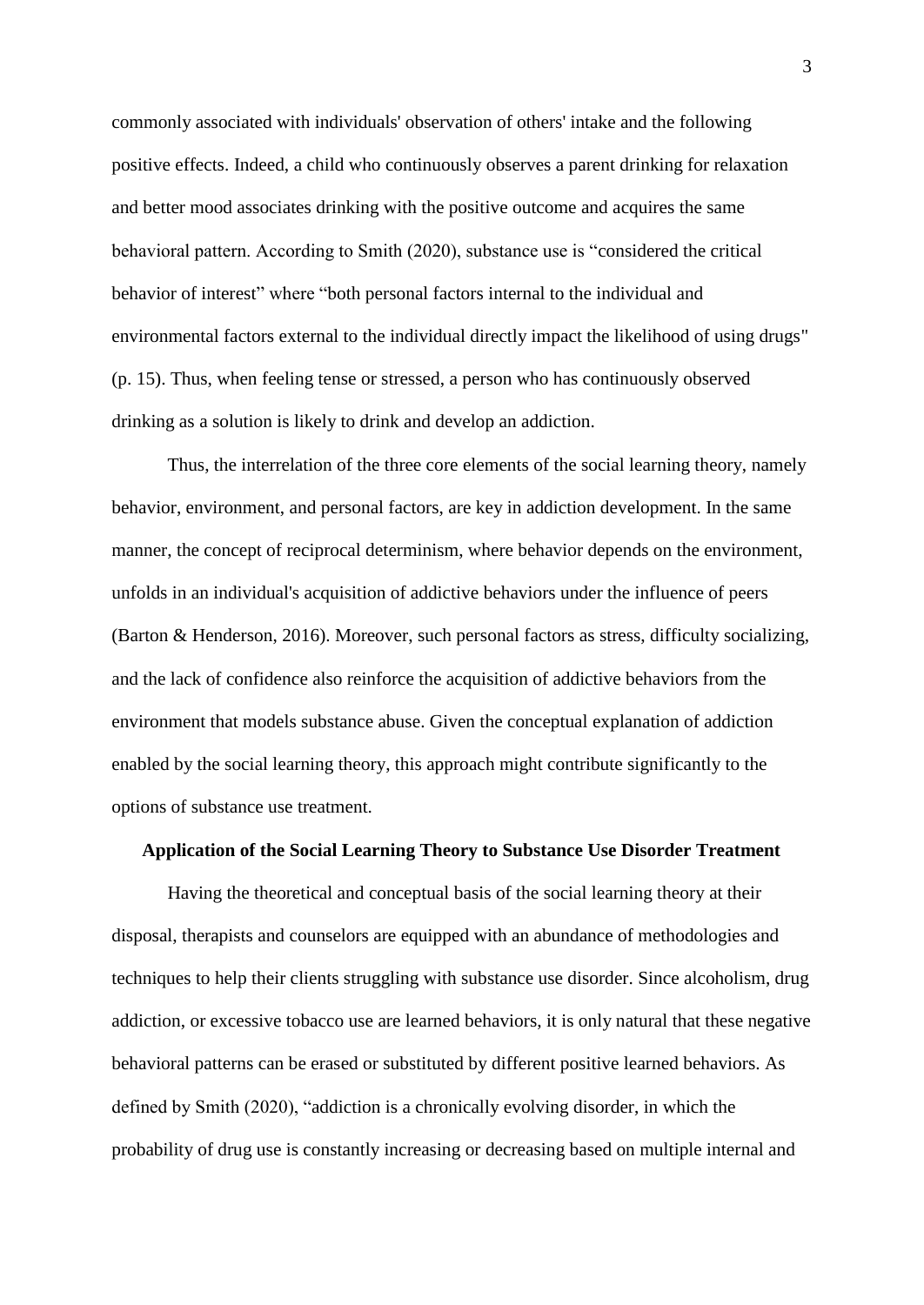commonly associated with individuals' observation of others' intake and the following positive effects. Indeed, a child who continuously observes a parent drinking for relaxation and better mood associates drinking with the positive outcome and acquires the same behavioral pattern. According to Smith (2020), substance use is "considered the critical behavior of interest" where "both personal factors internal to the individual and environmental factors external to the individual directly impact the likelihood of using drugs" (p. 15). Thus, when feeling tense or stressed, a person who has continuously observed drinking as a solution is likely to drink and develop an addiction.

Thus, the interrelation of the three core elements of the social learning theory, namely behavior, environment, and personal factors, are key in addiction development. In the same manner, the concept of reciprocal determinism, where behavior depends on the environment, unfolds in an individual's acquisition of addictive behaviors under the influence of peers (Barton & Henderson, 2016). Moreover, such personal factors as stress, difficulty socializing, and the lack of confidence also reinforce the acquisition of addictive behaviors from the environment that models substance abuse. Given the conceptual explanation of addiction enabled by the social learning theory, this approach might contribute significantly to the options of substance use treatment.

## Application of the Social Learning Theory to Substance Use Disorder Treatment

Having the theoretical and conceptual basis of the social learning theory at their disposal, therapists and counselors are equipped with an abundance of methodologies and techniques to help their clients struggling with substance use disorder. Since alcoholism, drug addiction, or excessive tobacco use are learned behaviors, it is only natural that these negative behavioral patterns can be erased or substituted by different positive learned behaviors. As defined by Smith (2020), "addiction is a chronically evolving disorder, in which the probability of drug use is constantly increasing or decreasing based on multiple internal and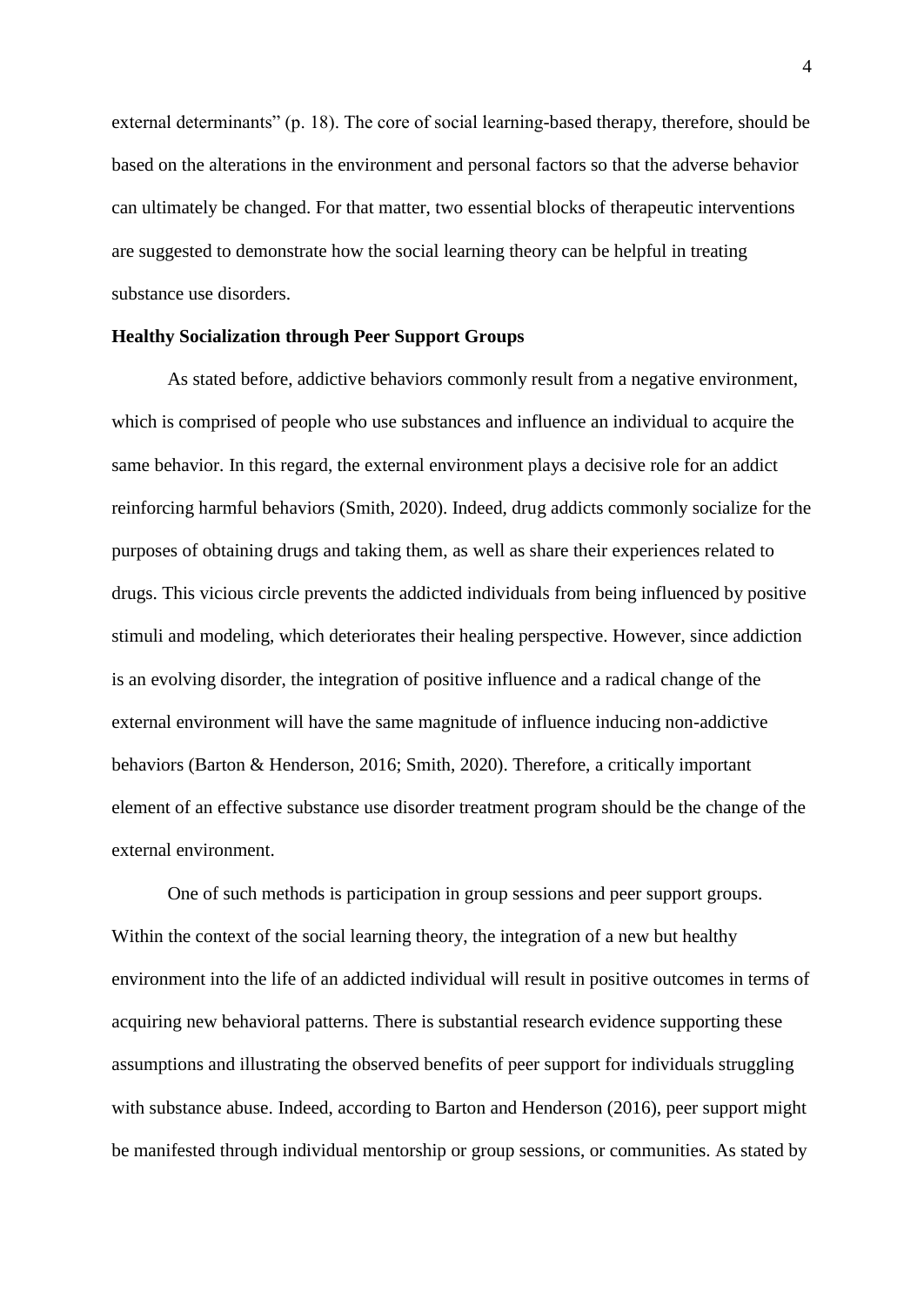external determinants" (p. 18). The core of social learning-based therapy, therefore, should be based on the alterations in the environment and personal factors so that the adverse behavior can ultimately be changed. For that matter, two essential blocks of therapeutic interventions are suggested to demonstrate how the social learning theory can be helpful in treating substance use disorders.

**Healthy Socialization through Peer Support Groups**

As stated before, addictive behaviors commonly result from a negative environment, which is comprised of people who use substances and influence an individual to acquire the same behavior. In this regard, the external environment plays a decisive role for an addict reinforcing harmful behaviors (Smith, 2020). Indeed, drug addicts commonly socialize for the purposes of obtaining drugs and taking them, as well as share their experiences related to drugs. This vicious circle prevents the addicted individuals from being influenced by positive stimuli and modeling, which deteriorates their healing perspective. However, since addiction is an evolving disorder, the integration of positive influence and a radical change of the external environment will have the same magnitude of influence inducing non-addictive behaviors (Barton & Henderson, 2016; Smith, 2020). Therefore, a critically important element of an effective substance use disorder treatment program should be the change of the external environment.

One of such methods is participation in group sessions and peer support groups. Within the context of the social learning theory, the integration of a new but healthy environment into the life of an addicted individual will result in positive outcomes in terms of acquiring new behavioral patterns. There is substantial research evidence supporting these assumptions and illustrating the observed benefits of peer support for individuals struggling with substance abuse. Indeed, according to Barton and Henderson (2016), peer support might be manifested through individual mentorship or group sessions, or communities. As stated by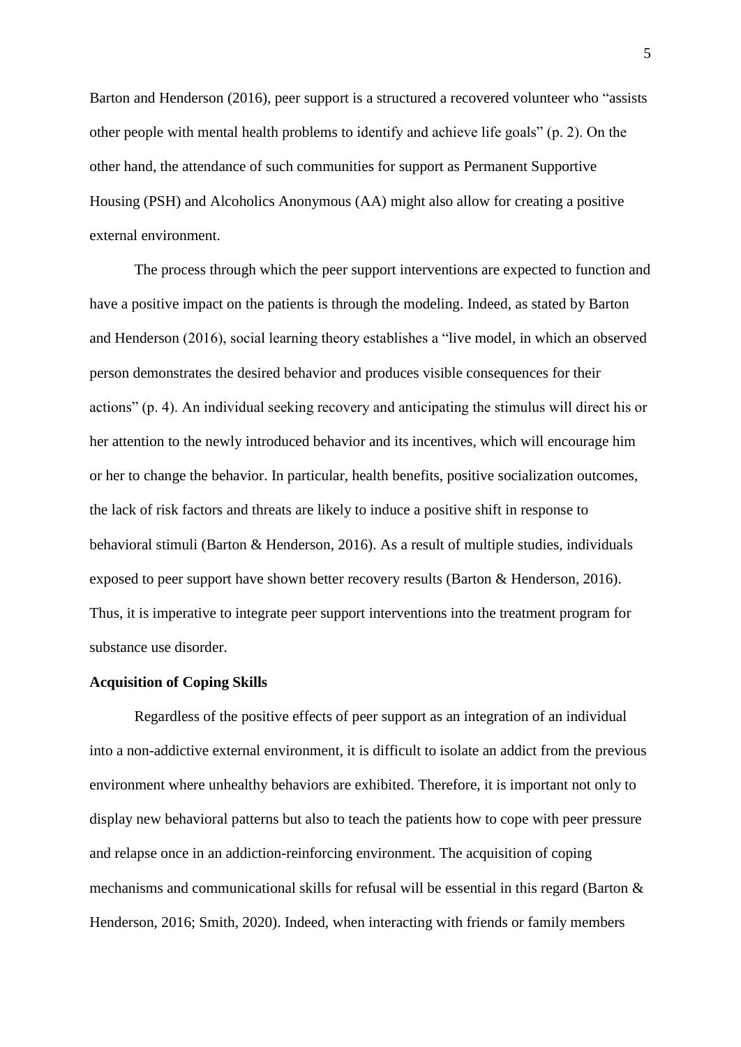Barton and Henderson (2016), peer support is a structured a recovered volunteer who "assists other people with mental health problems to identify and achieve life goals" (p. 2). On the other hand, the attendance of such communities for support as Permanent Supportive Housing (PSH) and Alcoholics Anonymous (AA) might also allow for creating a positive external environment.

The process through which the peer support interventions are expected to function and have a positive impact on the patients is through the modeling. Indeed, as stated by Barton and Henderson (2016), social learning theory establishes a "live model, in which an observed person demonstrates the desired behavior and produces visible consequences for their actions" (p. 4). An individual seeking recovery and anticipating the stimulus will direct his or her attention to the newly introduced behavior and its incentives, which will encourage him or her to change the behavior. In particular, health benefits, positive socialization outcomes, the lack of risk factors and threats are likely to induce a positive shift in response to behavioral stimuli (Barton & Henderson, 2016). As a result of multiple studies, individuals exposed to peer support have shown better recovery results (Barton & Henderson, 2016). Thus, it is imperative to integrate peer support interventions into the treatment program for substance use disorder.

**Acquisition of Coping Skills**

Regardless of the positive effects of peer support as an integration of an individual into a non-addictive external environment, it is difficult to isolate an addict from the previous environment where unhealthy behaviors are exhibited. Therefore, it is important not only to display new behavioral patterns but also to teach the patients how to cope with peer pressure and relapse once in an addiction-reinforcing environment. The acquisition of coping mechanisms and communicational skills for refusal will be essential in this regard (Barton & Henderson, 2016; Smith, 2020). Indeed, when interacting with friends or family members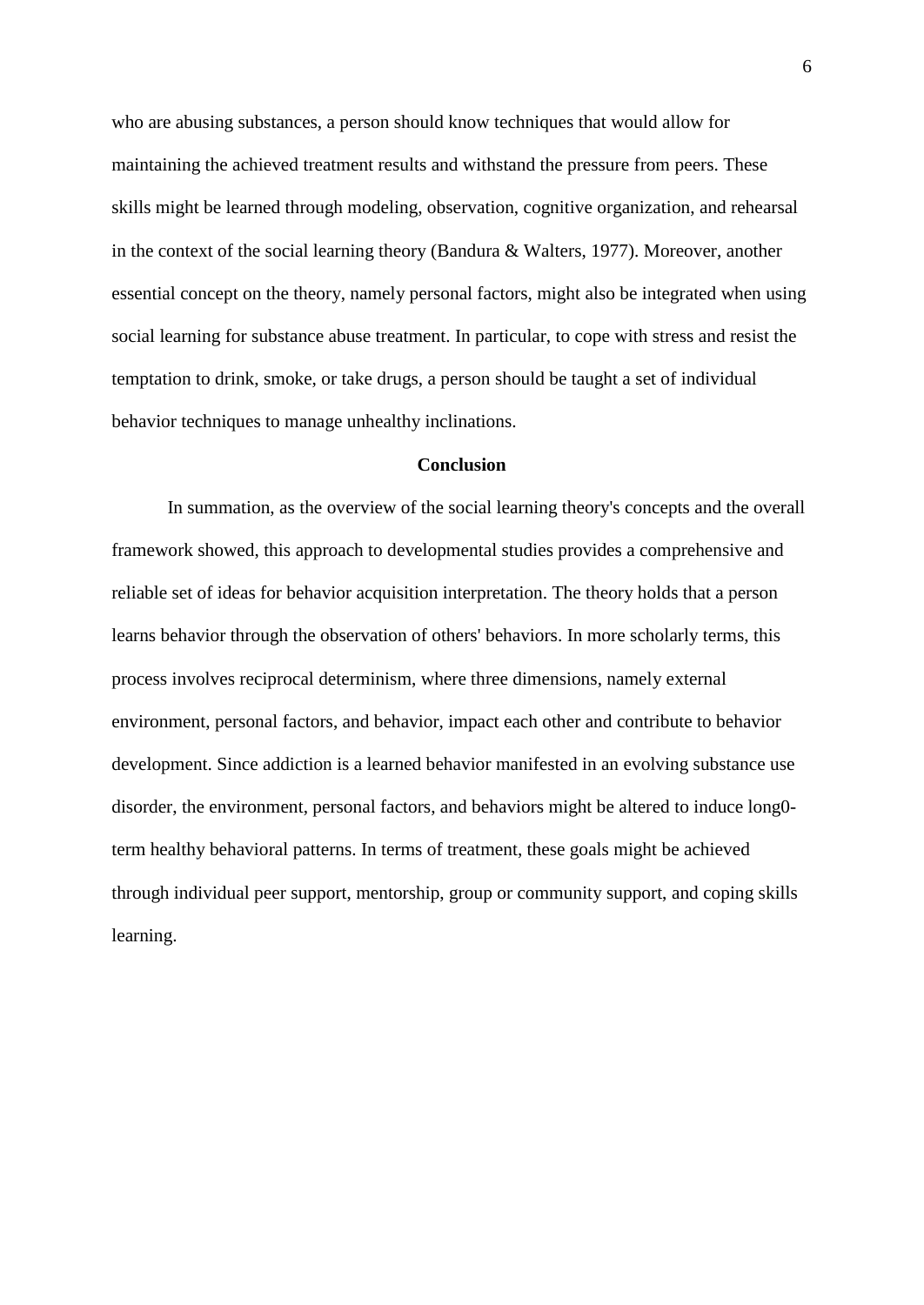who are abusing substances, a person should know techniques that would allow for maintaining the achieved treatment results and withstand the pressure from peers. These skills might be learned through modeling, observation, cognitive organization, and rehearsal in the context of the social learning theory (Bandura & Walters, 1977). Moreover, another essential concept on the theory, namely personal factors, might also be integrated when using social learning for substance abuse treatment. In particular, to cope with stress and resist the temptation to drink, smoke, or take drugs, a person should be taught a set of individual behavior techniques to manage unhealthy inclinations.

## Conclusion

In summation, as the overview of the social learning theory's concepts and the overall framework showed, this approach to developmental studies provides a comprehensive and reliable set of ideas for behavior acquisition interpretation. The theory holds that a person learns behavior through the observation of others' behaviors. In more scholarly terms, this process involves reciprocal determinism, where three dimensions, namely external environment, personal factors, and behavior, impact each other and contribute to behavior development. Since addiction is a learned behavior manifested in an evolving substance use disorder, the environment, personal factors, and behaviors might be altered to induce long0-term healthy behavioral patterns. In terms of treatment, these goals might be achieved through individual peer support, mentorship, group or community support, and coping skills learning.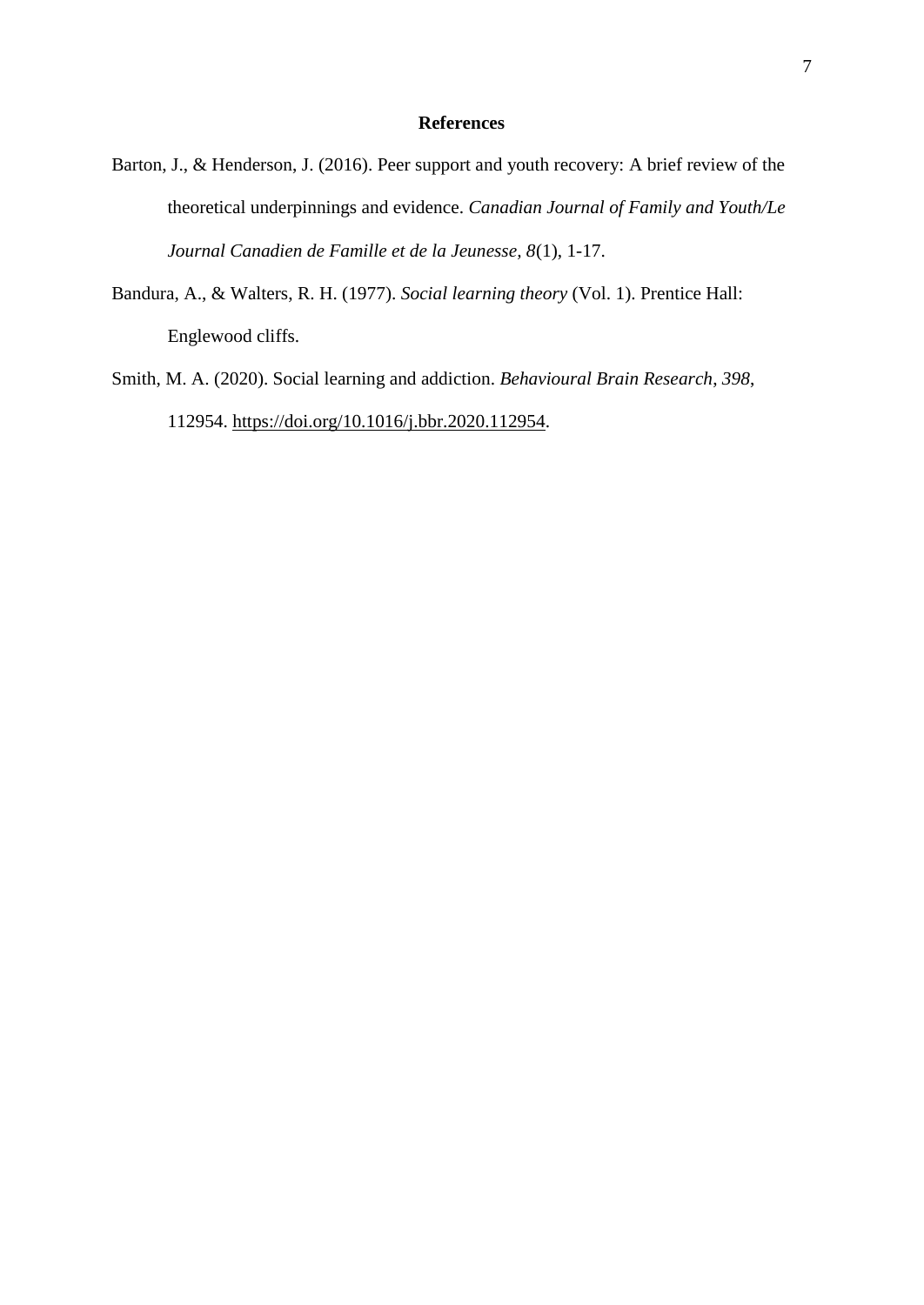# References

Barton, J., & Henderson, J. (2016). Peer support and youth recovery: A brief review of the theoretical underpinnings and evidence. *Canadian Journal of Family and Youth/Le Journal Canadien de Famille et de la Jeunesse*, *8*(1), 1-17.

Bandura, A., & Walters, R. H. (1977). *Social learning theory* (Vol. 1). Prentice Hall: Englewood cliffs.

Smith, M. A. (2020). Social learning and addiction. *Behavioural Brain Research*, *398*, 112954. https://doi.org/10.1016/j.bbr.2020.112954.